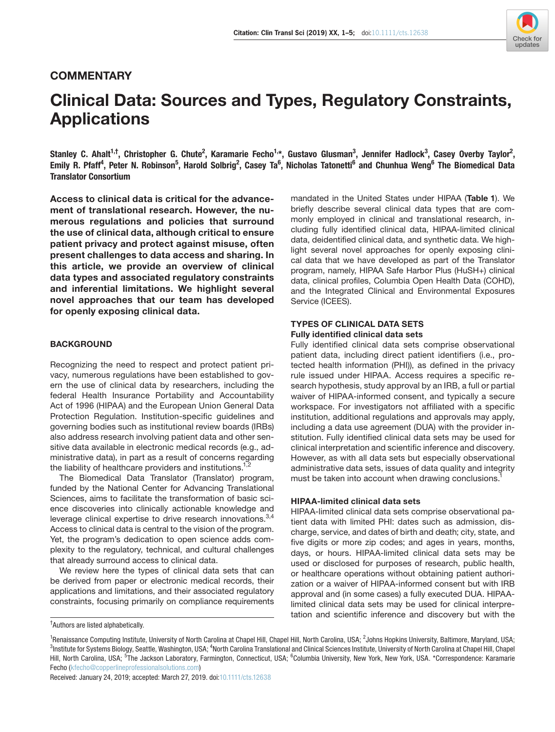COMMENTARY

# Clinical Data: Sources and Types, Regulatory Constraints, Applications

**Stanley C. Ahalt[1,†], Christopher G. Chute[2], Karamarie Fecho[1,*], Gustavo Glusman[3], Jennifer Hadlock[3], Casey Overby Taylor[2], Emily R. Pfaff[4], Peter N. Robinson[5], Harold Solbrig[2], Casey Ta[6], Nicholas Tatonetti[6] and Chunhua Weng[6] The Biomedical Data Translator Consortium**

**Access to clinical data is critical for the advancement of translational research. However, the numerous regulations and policies that surround the use of clinical data, although critical to ensure patient privacy and protect against misuse, often present challenges to data access and sharing. In this article, we provide an overview of clinical data types and associated regulatory constraints and inferential limitations. We highlight several novel approaches that our team has developed for openly exposing clinical data.**

## BACKGROUND

Recognizing the need to respect and protect patient privacy, numerous regulations have been established to govern the use of clinical data by researchers, including the federal Health Insurance Portability and Accountability Act of 1996 (HIPAA) and the European Union General Data Protection Regulation. Institution-specific guidelines and governing bodies such as institutional review boards (IRBs) also address research involving patient data and other sensitive data available in electronic medical records (e.g., administrative data), in part as a result of concerns regarding the liability of healthcare providers and institutions.[1,2]

The Biomedical Data Translator (Translator) program, funded by the National Center for Advancing Translational Sciences, aims to facilitate the transformation of basic science discoveries into clinically actionable knowledge and leverage clinical expertise to drive research innovations.[3,4] Access to clinical data is central to the vision of the program. Yet, the program's dedication to open science adds complexity to the regulatory, technical, and cultural challenges that already surround access to clinical data.

We review here the types of clinical data sets that can be derived from paper or electronic medical records, their applications and limitations, and their associated regulatory constraints, focusing primarily on compliance requirements mandated in the United States under HIPAA (**Table 1**). We briefly describe several clinical data types that are commonly employed in clinical and translational research, including fully identified clinical data, HIPAA-limited clinical data, deidentified clinical data, and synthetic data. We highlight several novel approaches for openly exposing clinical data that we have developed as part of the Translator program, namely, HIPAA Safe Harbor Plus (HuSH+) clinical data, clinical profiles, Columbia Open Health Data (COHD), and the Integrated Clinical and Environmental Exposures Service (ICEES).

## TYPES OF CLINICAL DATA SETS

### Fully identified clinical data sets

Fully identified clinical data sets comprise observational patient data, including direct patient identifiers (i.e., protected health information (PHI)), as defined in the privacy rule issued under HIPAA. Access requires a specific research hypothesis, study approval by an IRB, a full or partial waiver of HIPAA-informed consent, and typically a secure workspace. For investigators not affiliated with a specific institution, additional regulations and approvals may apply, including a data use agreement (DUA) with the provider institution. Fully identified clinical data sets may be used for clinical interpretation and scientific inference and discovery. However, as with all data sets but especially observational administrative data sets, issues of data quality and integrity must be taken into account when drawing conclusions.[1]

### HIPAA-limited clinical data sets

HIPAA-limited clinical data sets comprise observational patient data with limited PHI: dates such as admission, discharge, service, and dates of birth and death; city, state, and five digits or more zip codes; and ages in years, months, days, or hours. HIPAA-limited clinical data sets may be used or disclosed for purposes of research, public health, or healthcare operations without obtaining patient authorization or a waiver of HIPAA-informed consent but with IRB approval and (in some cases) a fully executed DUA. HIPAA-limited clinical data sets may be used for clinical interpretation and scientific inference and discovery but with the

[†]Authors are listed alphabetically.

[1]Renaissance Computing Institute, University of North Carolina at Chapel Hill, Chapel Hill, North Carolina, USA; [2]Johns Hopkins University, Baltimore, Maryland, USA; [3]Institute for Systems Biology, Seattle, Washington, USA; [4]North Carolina Translational and Clinical Sciences Institute, University of North Carolina at Chapel Hill, Chapel Hill, North Carolina, USA; [5]The Jackson Laboratory, Farmington, Connecticut, USA; [6]Columbia University, New York, New York, USA. *Correspondence: Karamarie Fecho (kfecho@copperlineprofessionalsolutions.com)

Received: January 24, 2019; accepted: March 27, 2019. doi:10.1111/cts.12638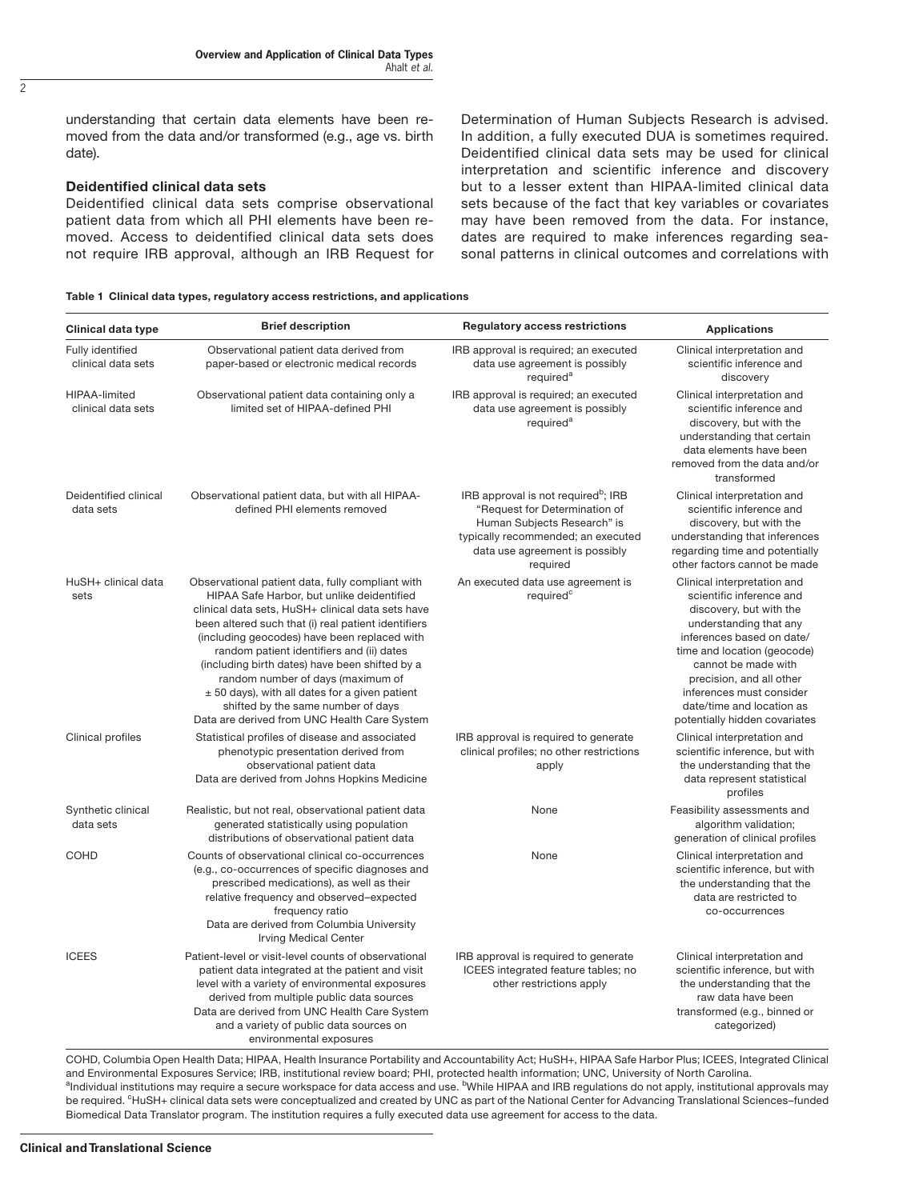understanding that certain data elements have been removed from the data and/or transformed (e.g., age vs. birth date).

### Deidentified clinical data sets

Deidentified clinical data sets comprise observational patient data from which all PHI elements have been removed. Access to deidentified clinical data sets does not require IRB approval, although an IRB Request for Determination of Human Subjects Research is advised. In addition, a fully executed DUA is sometimes required. Deidentified clinical data sets may be used for clinical interpretation and scientific inference and discovery but to a lesser extent than HIPAA-limited clinical data sets because of the fact that key variables or covariates may have been removed from the data. For instance, dates are required to make inferences regarding seasonal patterns in clinical outcomes and correlations with

**Table 1 Clinical data types, regulatory access restrictions, and applications**

| Clinical data type | Brief description | Regulatory access restrictions | Applications |
|---|---|---|---|
| Fully identified clinical data sets | Observational patient data derived from paper-based or electronic medical records | IRB approval is required; an executed data use agreement is possibly required[a] | Clinical interpretation and scientific inference and discovery |
| HIPAA-limited clinical data sets | Observational patient data containing only a limited set of HIPAA-defined PHI | IRB approval is required; an executed data use agreement is possibly required[a] | Clinical interpretation and scientific inference and discovery, but with the understanding that certain data elements have been removed from the data and/or transformed |
| Deidentified clinical data sets | Observational patient data, but with all HIPAA-defined PHI elements removed | IRB approval is not required[b]; IRB "Request for Determination of Human Subjects Research" is typically recommended; an executed data use agreement is possibly required | Clinical interpretation and scientific inference and discovery, but with the understanding that inferences regarding time and potentially other factors cannot be made |
| HuSH+ clinical data sets | Observational patient data, fully compliant with HIPAA Safe Harbor, but unlike deidentified clinical data sets, HuSH+ clinical data sets have been altered such that (i) real patient identifiers (including geocodes) have been replaced with random patient identifiers and (ii) dates (including birth dates) have been shifted by a random number of days (maximum of ± 50 days), with all dates for a given patient shifted by the same number of days<br>Data are derived from UNC Health Care System | An executed data use agreement is required[c] | Clinical interpretation and scientific inference and discovery, but with the understanding that any inferences based on date/time and location (geocode) cannot be made with precision, and all other inferences must consider date/time and location as potentially hidden covariates |
| Clinical profiles | Statistical profiles of disease and associated phenotypic presentation derived from observational patient data<br>Data are derived from Johns Hopkins Medicine | IRB approval is required to generate clinical profiles; no other restrictions apply | Clinical interpretation and scientific inference, but with the understanding that the data represent statistical profiles |
| Synthetic clinical data sets | Realistic, but not real, observational patient data generated statistically using population distributions of observational patient data | None | Feasibility assessments and algorithm validation; generation of clinical profiles |
| COHD | Counts of observational clinical co-occurrences (e.g., co-occurrences of specific diagnoses and prescribed medications), as well as their relative frequency and observed–expected frequency ratio<br>Data are derived from Columbia University Irving Medical Center | None | Clinical interpretation and scientific inference, but with the understanding that the data are restricted to co-occurrences |
| ICEES | Patient-level or visit-level counts of observational patient data integrated at the patient and visit level with a variety of environmental exposures derived from multiple public data sources<br>Data are derived from UNC Health Care System and a variety of public data sources on environmental exposures | IRB approval is required to generate ICEES integrated feature tables; no other restrictions apply | Clinical interpretation and scientific inference, but with the understanding that the raw data have been transformed (e.g., binned or categorized) |

COHD, Columbia Open Health Data; HIPAA, Health Insurance Portability and Accountability Act; HuSH+, HIPAA Safe Harbor Plus; ICEES, Integrated Clinical and Environmental Exposures Service; IRB, institutional review board; PHI, protected health information; UNC, University of North Carolina.
[a]Individual institutions may require a secure workspace for data access and use. [b]While HIPAA and IRB regulations do not apply, institutional approvals may be required. [c]HuSH+ clinical data sets were conceptualized and created by UNC as part of the National Center for Advancing Translational Sciences–funded Biomedical Data Translator program. The institution requires a fully executed data use agreement for access to the data.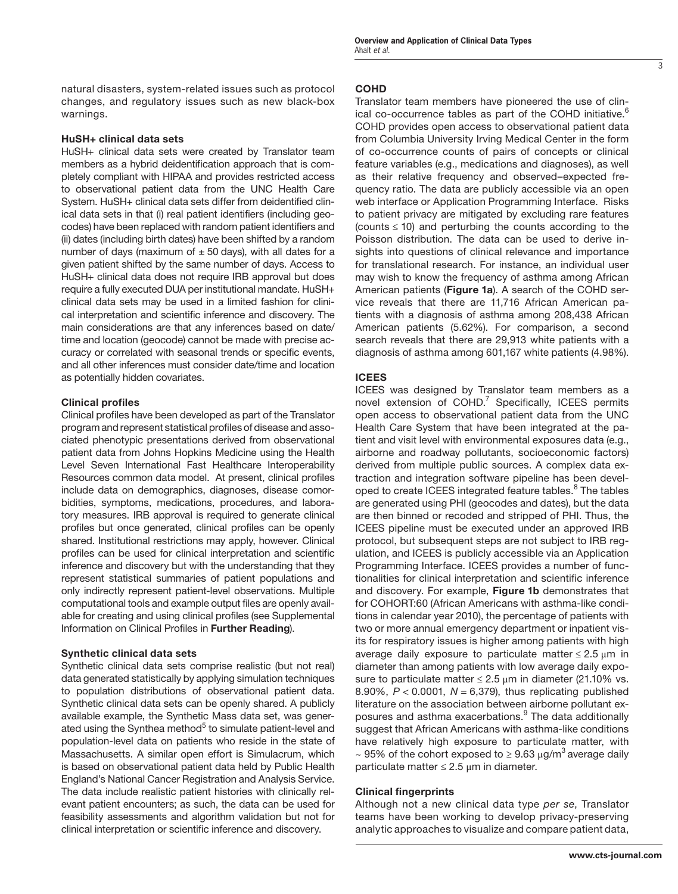natural disasters, system-related issues such as protocol changes, and regulatory issues such as new black-box warnings.

### HuSH+ clinical data sets

HuSH+ clinical data sets were created by Translator team members as a hybrid deidentification approach that is completely compliant with HIPAA and provides restricted access to observational patient data from the UNC Health Care System. HuSH+ clinical data sets differ from deidentified clinical data sets in that (i) real patient identifiers (including geocodes) have been replaced with random patient identifiers and (ii) dates (including birth dates) have been shifted by a random number of days (maximum of ± 50 days), with all dates for a given patient shifted by the same number of days. Access to HuSH+ clinical data does not require IRB approval but does require a fully executed DUA per institutional mandate. HuSH+ clinical data sets may be used in a limited fashion for clinical interpretation and scientific inference and discovery. The main considerations are that any inferences based on date/time and location (geocode) cannot be made with precise accuracy or correlated with seasonal trends or specific events, and all other inferences must consider date/time and location as potentially hidden covariates.

### Clinical profiles

Clinical profiles have been developed as part of the Translator program and represent statistical profiles of disease and associated phenotypic presentations derived from observational patient data from Johns Hopkins Medicine using the Health Level Seven International Fast Healthcare Interoperability Resources common data model. At present, clinical profiles include data on demographics, diagnoses, disease comorbidities, symptoms, medications, procedures, and laboratory measures. IRB approval is required to generate clinical profiles but once generated, clinical profiles can be openly shared. Institutional restrictions may apply, however. Clinical profiles can be used for clinical interpretation and scientific inference and discovery but with the understanding that they represent statistical summaries of patient populations and only indirectly represent patient-level observations. Multiple computational tools and example output files are openly available for creating and using clinical profiles (see Supplemental Information on Clinical Profiles in **Further Reading**).

### Synthetic clinical data sets

Synthetic clinical data sets comprise realistic (but not real) data generated statistically by applying simulation techniques to population distributions of observational patient data. Synthetic clinical data sets can be openly shared. A publicly available example, the Synthetic Mass data set, was generated using the Synthea method[5] to simulate patient-level and population-level data on patients who reside in the state of Massachusetts. A similar open effort is Simulacrum, which is based on observational patient data held by Public Health England's National Cancer Registration and Analysis Service. The data include realistic patient histories with clinically relevant patient encounters; as such, the data can be used for feasibility assessments and algorithm validation but not for clinical interpretation or scientific inference and discovery.

### COHD

Translator team members have pioneered the use of clinical co-occurrence tables as part of the COHD initiative.[6] COHD provides open access to observational patient data from Columbia University Irving Medical Center in the form of co-occurrence counts of pairs of concepts or clinical feature variables (e.g., medications and diagnoses), as well as their relative frequency and observed–expected frequency ratio. The data are publicly accessible via an open web interface or Application Programming Interface. Risks to patient privacy are mitigated by excluding rare features (counts ≤ 10) and perturbing the counts according to the Poisson distribution. The data can be used to derive insights into questions of clinical relevance and importance for translational research. For instance, an individual user may wish to know the frequency of asthma among African American patients (**Figure 1a**). A search of the COHD service reveals that there are 11,716 African American patients with a diagnosis of asthma among 208,438 African American patients (5.62%). For comparison, a second search reveals that there are 29,913 white patients with a diagnosis of asthma among 601,167 white patients (4.98%).

### ICEES

ICEES was designed by Translator team members as a novel extension of COHD.[7] Specifically, ICEES permits open access to observational patient data from the UNC Health Care System that have been integrated at the patient and visit level with environmental exposures data (e.g., airborne and roadway pollutants, socioeconomic factors) derived from multiple public sources. A complex data extraction and integration software pipeline has been developed to create ICEES integrated feature tables.[8] The tables are generated using PHI (geocodes and dates), but the data are then binned or recoded and stripped of PHI. Thus, the ICEES pipeline must be executed under an approved IRB protocol, but subsequent steps are not subject to IRB regulation, and ICEES is publicly accessible via an Application Programming Interface. ICEES provides a number of functionalities for clinical interpretation and scientific inference and discovery. For example, **Figure 1b** demonstrates that for COHORT:60 (African Americans with asthma-like conditions in calendar year 2010), the percentage of patients with two or more annual emergency department or inpatient visits for respiratory issues is higher among patients with high average daily exposure to particulate matter ≤ 2.5 μm in diameter than among patients with low average daily exposure to particulate matter ≤ 2.5 μm in diameter (21.10% vs. 8.90%, $P < 0.0001$, $N = 6{,}379$), thus replicating published literature on the association between airborne pollutant exposures and asthma exacerbations.[9] The data additionally suggest that African Americans with asthma-like conditions have relatively high exposure to particulate matter, with ~ 95% of the cohort exposed to ≥ 9.63 μg/m$^3$ average daily particulate matter ≤ 2.5 μm in diameter.

### Clinical fingerprints

Although not a new clinical data type *per se*, Translator teams have been working to develop privacy-preserving analytic approaches to visualize and compare patient data,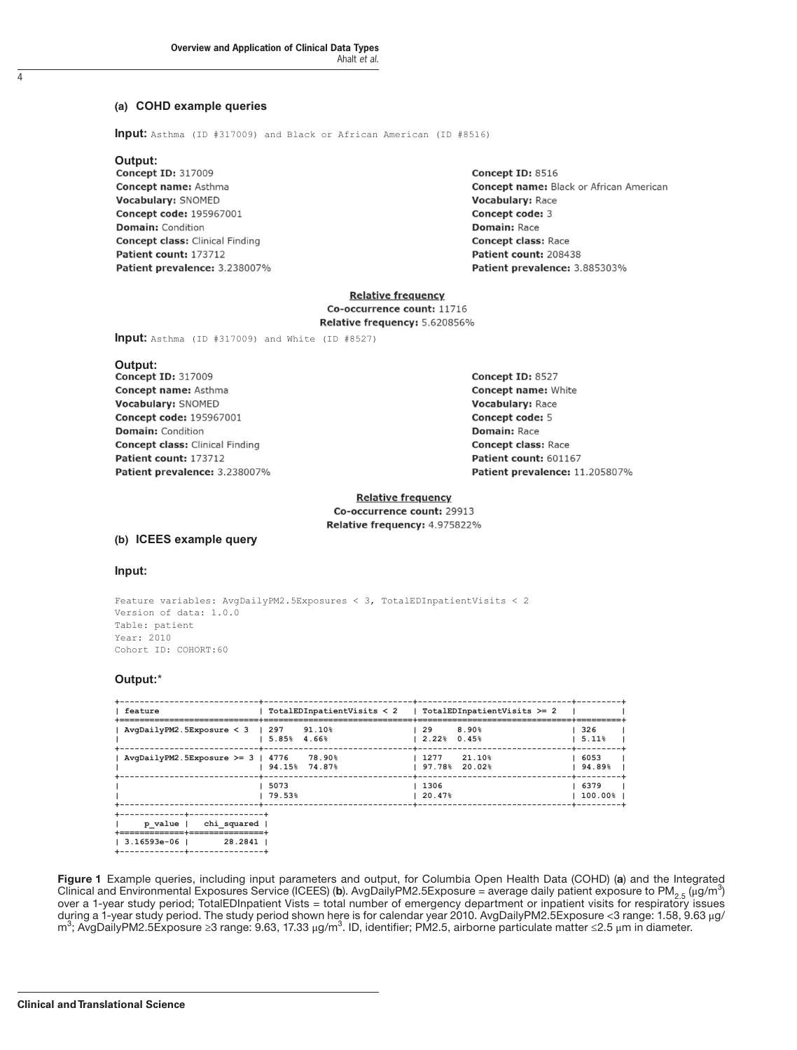**(a) COHD example queries**

**Input:** `Asthma (ID #317009) and Black or African American (ID #8516)`

**Output:**

**Concept ID:** 317009
**Concept name:** Asthma
**Vocabulary:** SNOMED
**Concept code:** 195967001
**Domain:** Condition
**Concept class:** Clinical Finding
**Patient count:** 173712
**Patient prevalence:** 3.238007%

**Concept ID:** 8516
**Concept name:** Black or African American
**Vocabulary:** Race
**Concept code:** 3
**Domain:** Race
**Concept class:** Race
**Patient count:** 208438
**Patient prevalence:** 3.885303%

**Relative frequency**
**Co-occurrence count:** 11716
**Relative frequency:** 5.620856%

**Input:** `Asthma (ID #317009) and White (ID #8527)`

**Output:**

**Concept ID:** 317009
**Concept name:** Asthma
**Vocabulary:** SNOMED
**Concept code:** 195967001
**Domain:** Condition
**Concept class:** Clinical Finding
**Patient count:** 173712
**Patient prevalence:** 3.238007%

**Concept ID:** 8527
**Concept name:** White
**Vocabulary:** Race
**Concept code:** 5
**Domain:** Race
**Concept class:** Race
**Patient count:** 601167
**Patient prevalence:** 11.205807%

**Relative frequency**
**Co-occurrence count:** 29913
**Relative frequency:** 4.975822%

**(b) ICEES example query**

**Input:**

```
Feature variables: AvgDailyPM2.5Exposures < 3, TotalEDInpatientVisits < 2
Version of data: 1.0.0
Table: patient
Year: 2010
Cohort ID: COHORT:60
```

**Output:***

| feature | TotalEDInpatientVisits < 2 | TotalEDInpatientVisits >= 2 | |
|---|---|---|---|
| AvgDailyPM2.5Exposure < 3 | 297 91.10%<br>5.85% 4.66% | 29 8.90%<br>2.22% 0.45% | 326<br>5.11% |
| AvgDailyPM2.5Exposure >= 3 | 4776 78.90%<br>94.15% 74.87% | 1277 21.10%<br>97.78% 20.02% | 6053<br>94.89% |
| | 5073<br>79.53% | 1306<br>20.47% | 6379<br>100.00% |

| p_value | chi_squared |
|---|---|
| 3.16593e-06 | 28.2841 |

**Figure 1** Example queries, including input parameters and output, for Columbia Open Health Data (COHD) (**a**) and the Integrated Clinical and Environmental Exposures Service (ICEES) (**b**). AvgDailyPM2.5Exposure = average daily patient exposure to $PM_{2.5}$ (μg/m$^3$) over a 1-year study period; TotalEDInpatient Vists = total number of emergency department or inpatient visits for respiratory issues during a 1-year study period. The study period shown here is for calendar year 2010. AvgDailyPM2.5Exposure <3 range: 1.58, 9.63 μg/m$^3$; AvgDailyPM2.5Exposure ≥3 range: 9.63, 17.33 μg/m$^3$. ID, identifier; PM2.5, airborne particulate matter ≤2.5 μm in diameter.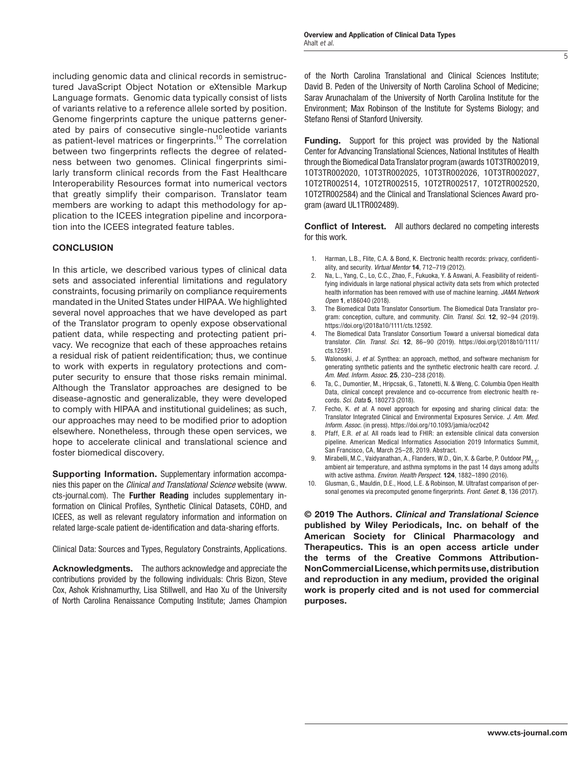including genomic data and clinical records in semistructured JavaScript Object Notation or eXtensible Markup Language formats. Genomic data typically consist of lists of variants relative to a reference allele sorted by position. Genome fingerprints capture the unique patterns generated by pairs of consecutive single-nucleotide variants as patient-level matrices or fingerprints.[10] The correlation between two fingerprints reflects the degree of relatedness between two genomes. Clinical fingerprints similarly transform clinical records from the Fast Healthcare Interoperability Resources format into numerical vectors that greatly simplify their comparison. Translator team members are working to adapt this methodology for application to the ICEES integration pipeline and incorporation into the ICEES integrated feature tables.

## CONCLUSION

In this article, we described various types of clinical data sets and associated inferential limitations and regulatory constraints, focusing primarily on compliance requirements mandated in the United States under HIPAA. We highlighted several novel approaches that we have developed as part of the Translator program to openly expose observational patient data, while respecting and protecting patient privacy. We recognize that each of these approaches retains a residual risk of patient reidentification; thus, we continue to work with experts in regulatory protections and computer security to ensure that those risks remain minimal. Although the Translator approaches are designed to be disease-agnostic and generalizable, they were developed to comply with HIPAA and institutional guidelines; as such, our approaches may need to be modified prior to adoption elsewhere. Nonetheless, through these open services, we hope to accelerate clinical and translational science and foster biomedical discovery.

**Supporting Information.** Supplementary information accompanies this paper on the *Clinical and Translational Science* website (www.cts-journal.com). The **Further Reading** includes supplementary information on Clinical Profiles, Synthetic Clinical Datasets, COHD, and ICEES, as well as relevant regulatory information and information on related large-scale patient de-identification and data-sharing efforts.

Clinical Data: Sources and Types, Regulatory Constraints, Applications.

**Acknowledgments.** The authors acknowledge and appreciate the contributions provided by the following individuals: Chris Bizon, Steve Cox, Ashok Krishnamurthy, Lisa Stillwell, and Hao Xu of the University of North Carolina Renaissance Computing Institute; James Champion of the North Carolina Translational and Clinical Sciences Institute; David B. Peden of the University of North Carolina School of Medicine; Sarav Arunachalam of the University of North Carolina Institute for the Environment; Max Robinson of the Institute for Systems Biology; and Stefano Rensi of Stanford University.

**Funding.** Support for this project was provided by the National Center for Advancing Translational Sciences, National Institutes of Health through the Biomedical Data Translator program (awards 1OT3TR002019, 1OT3TR002020, 1OT3TR002025, 1OT3TR002026, 1OT3TR002027, 1OT2TR002514, 1OT2TR002515, 1OT2TR002517, 1OT2TR002520, 1OT2TR002584) and the Clinical and Translational Sciences Award program (award UL1TR002489).

**Conflict of Interest.** All authors declared no competing interests for this work.

1. Harman, L.B., Flite, C.A. & Bond, K. Electronic health records: privacy, confidentiality, and security. *Virtual Mentor* **14**, 712–719 (2012).
2. Na, L., Yang, C., Lo, C.C., Zhao, F., Fukuoka, Y. & Aswani, A. Feasibility of reidentifying individuals in large national physical activity data sets from which protected health information has been removed with use of machine learning. *JAMA Network Open* **1**, e186040 (2018).
3. The Biomedical Data Translator Consortium. The Biomedical Data Translator program: conception, culture, and community. *Clin. Transl. Sci.* **12**, 92–94 (2019). https://doi.org/(2018a10/1111/cts.12592.
4. The Biomedical Data Translator Consortium Toward a universal biomedical data translator. *Clin. Transl. Sci.* **12**, 86–90 (2019). https://doi.org/(2018b10/1111/cts.12591.
5. Walonoski, J. *et al.* Synthea: an approach, method, and software mechanism for generating synthetic patients and the synthetic electronic health care record. *J. Am. Med. Inform. Assoc.* **25**, 230–238 (2018).
6. Ta, C., Dumontier, M., Hripcsak, G., Tatonetti, N. & Weng, C. Columbia Open Health Data, clinical concept prevalence and co-occurrence from electronic health records. *Sci. Data* **5**, 180273 (2018).
7. Fecho, K. *et al.* A novel approach for exposing and sharing clinical data: the Translator Integrated Clinical and Environmental Exposures Service. *J. Am. Med. Inform. Assoc.* (in press). https://doi.org/10.1093/jamia/ocz042
8. Pfaff, E.R. *et al.* All roads lead to FHIR: an extensible clinical data conversion pipeline. American Medical Informatics Association 2019 Informatics Summit, San Francisco, CA, March 25–28, 2019. Abstract.
9. Mirabelli, M.C., Vaidyanathan, A., Flanders, W.D., Qin, X. & Garbe, P. Outdoor $PM_{2.5}$, ambient air temperature, and asthma symptoms in the past 14 days among adults with active asthma. *Environ. Health Perspect.* **124**, 1882–1890 (2016).
10. Glusman, G., Mauldin, D.E., Hood, L.E. & Robinson, M. Ultrafast comparison of personal genomes via precomputed genome fingerprints. *Front. Genet.* **8**, 136 (2017).

**© 2019 The Authors. *Clinical and Translational Science* published by Wiley Periodicals, Inc. on behalf of the American Society for Clinical Pharmacology and Therapeutics. This is an open access article under the terms of the Creative Commons Attribution-NonCommercial License, which permits use, distribution and reproduction in any medium, provided the original work is properly cited and is not used for commercial purposes.**